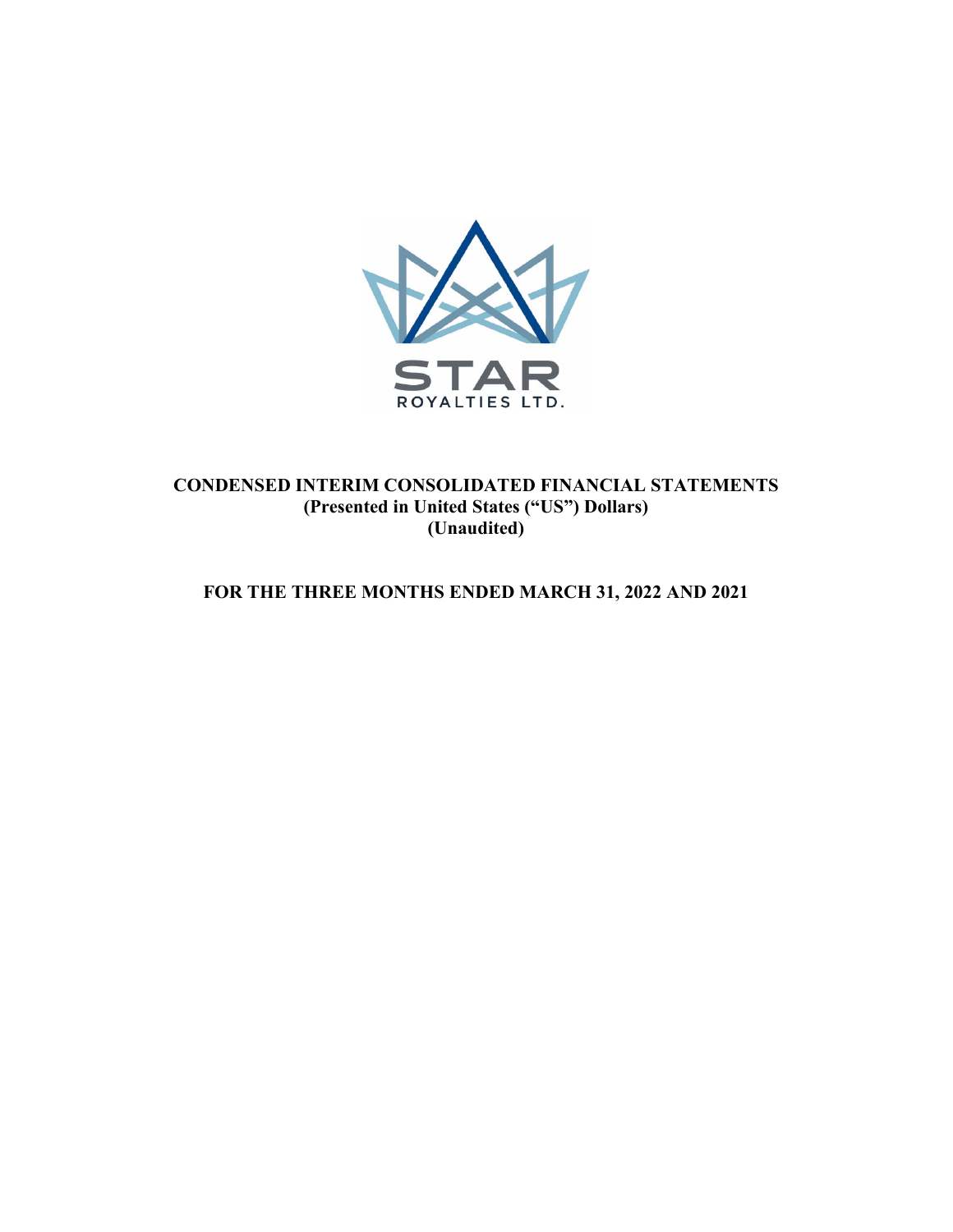STAR

ROYALTIES LTD.

# CONDENSED INTERIM CONSOLIDATED FINANCIAL STATEMENTS
## (Presented in United States ("US") Dollars)
## (Unaudited)

## FOR THE THREE MONTHS ENDED MARCH 31, 2022 AND 2021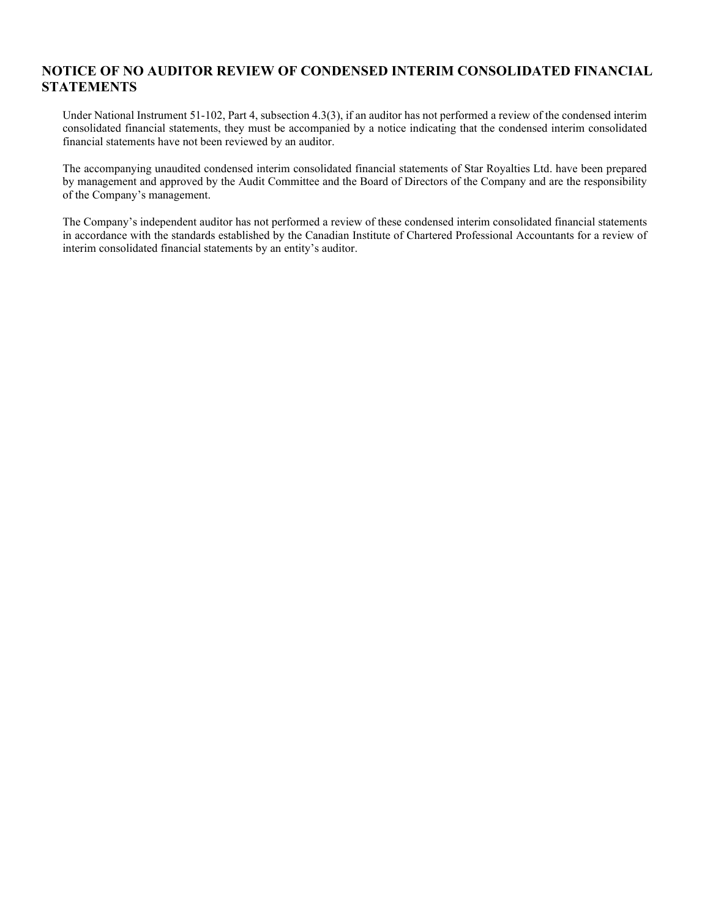# NOTICE OF NO AUDITOR REVIEW OF CONDENSED INTERIM CONSOLIDATED FINANCIAL STATEMENTS

Under National Instrument 51-102, Part 4, subsection 4.3(3), if an auditor has not performed a review of the condensed interim consolidated financial statements, they must be accompanied by a notice indicating that the condensed interim consolidated financial statements have not been reviewed by an auditor.

The accompanying unaudited condensed interim consolidated financial statements of Star Royalties Ltd. have been prepared by management and approved by the Audit Committee and the Board of Directors of the Company and are the responsibility of the Company's management.

The Company's independent auditor has not performed a review of these condensed interim consolidated financial statements in accordance with the standards established by the Canadian Institute of Chartered Professional Accountants for a review of interim consolidated financial statements by an entity's auditor.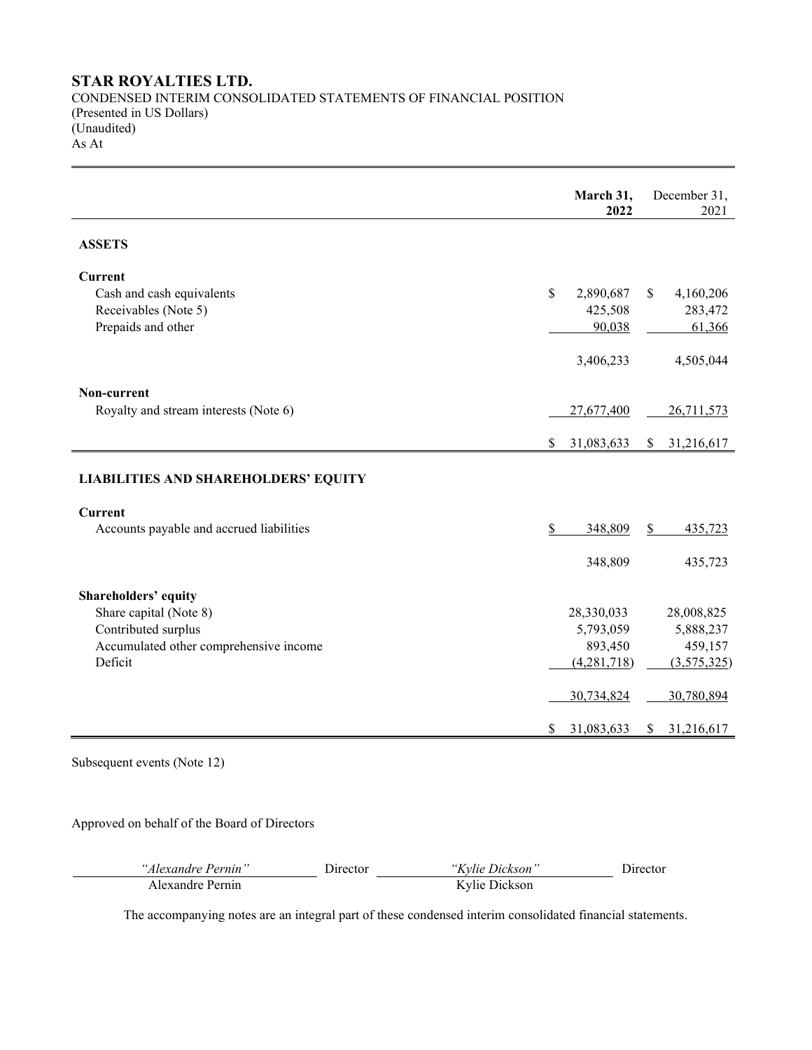# STAR ROYALTIES LTD.

CONDENSED INTERIM CONSOLIDATED STATEMENTS OF FINANCIAL POSITION
(Presented in US Dollars)
(Unaudited)
As At

| | **March 31, 2022** | December 31, 2021 |
|---|---|---|
| **ASSETS** | | |
| **Current** | | |
| Cash and cash equivalents | $ 2,890,687 | $ 4,160,206 |
| Receivables (Note 5) | 425,508 | 283,472 |
| Prepaids and other | 90,038 | 61,366 |
| | 3,406,233 | 4,505,044 |
| **Non-current** | | |
| Royalty and stream interests (Note 6) | 27,677,400 | 26,711,573 |
| | $ 31,083,633 | $ 31,216,617 |
| **LIABILITIES AND SHAREHOLDERS' EQUITY** | | |
| **Current** | | |
| Accounts payable and accrued liabilities | $ 348,809 | $ 435,723 |
| | 348,809 | 435,723 |
| **Shareholders' equity** | | |
| Share capital (Note 8) | 28,330,033 | 28,008,825 |
| Contributed surplus | 5,793,059 | 5,888,237 |
| Accumulated other comprehensive income | 893,450 | 459,157 |
| Deficit | (4,281,718) | (3,575,325) |
| | 30,734,824 | 30,780,894 |
| | $ 31,083,633 | $ 31,216,617 |

Subsequent events (Note 12)

Approved on behalf of the Board of Directors

| *"Alexandre Pernin"* | Director | *"Kylie Dickson"* | Director |
|---|---|---|---|
| Alexandre Pernin | | Kylie Dickson | |

The accompanying notes are an integral part of these condensed interim consolidated financial statements.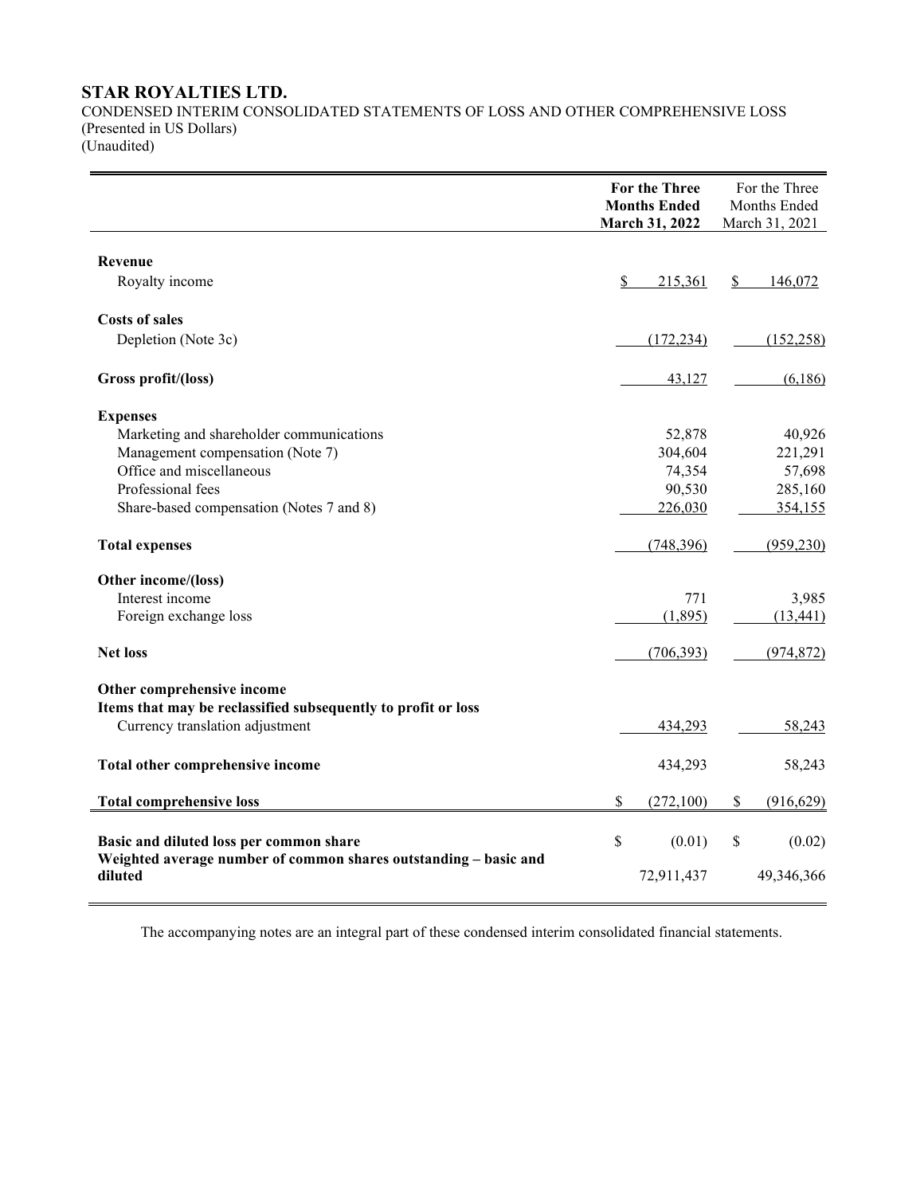# STAR ROYALTIES LTD.

CONDENSED INTERIM CONSOLIDATED STATEMENTS OF LOSS AND OTHER COMPREHENSIVE LOSS
(Presented in US Dollars)
(Unaudited)

| | **For the Three Months Ended March 31, 2022** | For the Three Months Ended March 31, 2021 |
|---|---|---|
| **Revenue** | | |
| Royalty income | $ 215,361 | $ 146,072 |
| **Costs of sales** | | |
| Depletion (Note 3c) | (172,234) | (152,258) |
| **Gross profit/(loss)** | 43,127 | (6,186) |
| **Expenses** | | |
| Marketing and shareholder communications | 52,878 | 40,926 |
| Management compensation (Note 7) | 304,604 | 221,291 |
| Office and miscellaneous | 74,354 | 57,698 |
| Professional fees | 90,530 | 285,160 |
| Share-based compensation (Notes 7 and 8) | 226,030 | 354,155 |
| **Total expenses** | (748,396) | (959,230) |
| **Other income/(loss)** | | |
| Interest income | 771 | 3,985 |
| Foreign exchange loss | (1,895) | (13,441) |
| **Net loss** | (706,393) | (974,872) |
| **Other comprehensive income** | | |
| **Items that may be reclassified subsequently to profit or loss** | | |
| Currency translation adjustment | 434,293 | 58,243 |
| **Total other comprehensive income** | 434,293 | 58,243 |
| **Total comprehensive loss** | $ (272,100) | $ (916,629) |
| **Basic and diluted loss per common share** | $ (0.01) | $ (0.02) |
| **Weighted average number of common shares outstanding – basic and diluted** | 72,911,437 | 49,346,366 |

The accompanying notes are an integral part of these condensed interim consolidated financial statements.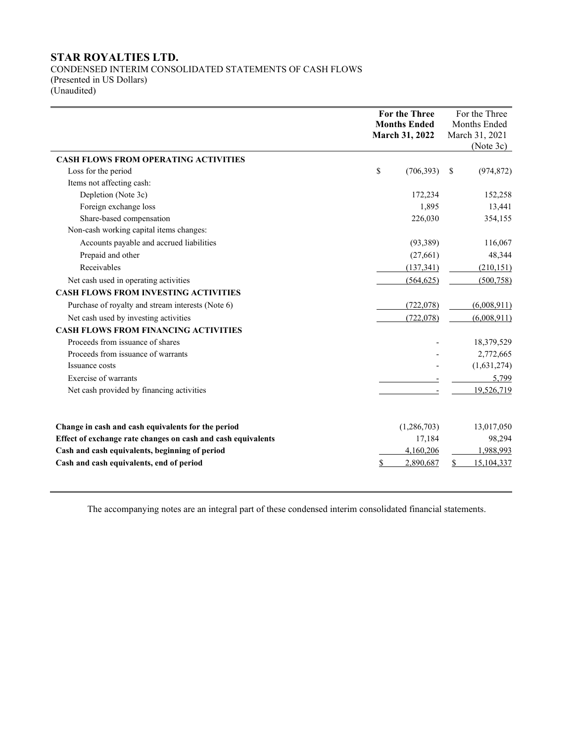# STAR ROYALTIES LTD.

CONDENSED INTERIM CONSOLIDATED STATEMENTS OF CASH FLOWS
(Presented in US Dollars)
(Unaudited)

| | For the Three Months Ended March 31, 2022 | For the Three Months Ended March 31, 2021 (Note 3c) |
|---|---|---|
| **CASH FLOWS FROM OPERATING ACTIVITIES** | | |
| Loss for the period | $ (706,393) | $ (974,872) |
| Items not affecting cash: | | |
| Depletion (Note 3c) | 172,234 | 152,258 |
| Foreign exchange loss | 1,895 | 13,441 |
| Share-based compensation | 226,030 | 354,155 |
| Non-cash working capital items changes: | | |
| Accounts payable and accrued liabilities | (93,389) | 116,067 |
| Prepaid and other | (27,661) | 48,344 |
| Receivables | (137,341) | (210,151) |
| Net cash used in operating activities | (564,625) | (500,758) |
| **CASH FLOWS FROM INVESTING ACTIVITIES** | | |
| Purchase of royalty and stream interests (Note 6) | (722,078) | (6,008,911) |
| Net cash used by investing activities | (722,078) | (6,008,911) |
| **CASH FLOWS FROM FINANCING ACTIVITIES** | | |
| Proceeds from issuance of shares | - | 18,379,529 |
| Proceeds from issuance of warrants | - | 2,772,665 |
| Issuance costs | - | (1,631,274) |
| Exercise of warrants | - | 5,799 |
| Net cash provided by financing activities | - | 19,526,719 |
| | | |
| **Change in cash and cash equivalents for the period** | (1,286,703) | 13,017,050 |
| **Effect of exchange rate changes on cash and cash equivalents** | 17,184 | 98,294 |
| **Cash and cash equivalents, beginning of period** | 4,160,206 | 1,988,993 |
| **Cash and cash equivalents, end of period** | $ 2,890,687 | $ 15,104,337 |

The accompanying notes are an integral part of these condensed interim consolidated financial statements.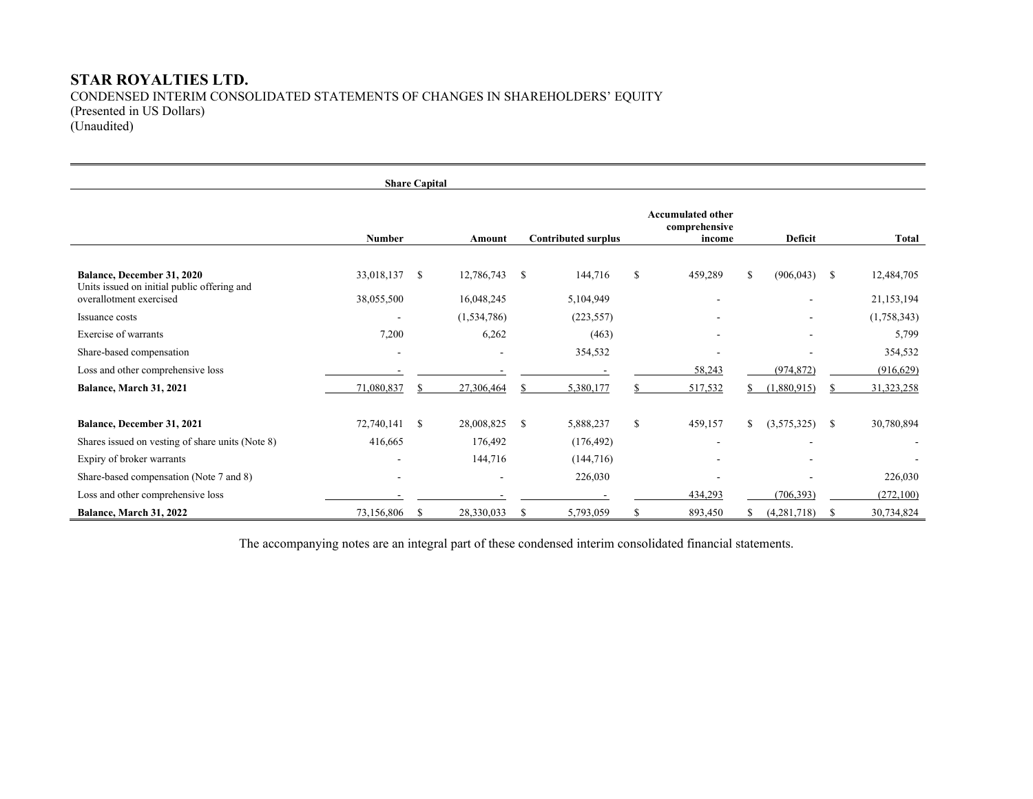# STAR ROYALTIES LTD.

CONDENSED INTERIM CONSOLIDATED STATEMENTS OF CHANGES IN SHAREHOLDERS' EQUITY
(Presented in US Dollars)
(Unaudited)

| | Share Capital | | | | | |
|---|---|---|---|---|---|---|
| | Number | Amount | Contributed surplus | Accumulated other comprehensive income | Deficit | Total |
| **Balance, December 31, 2020** | 33,018,137 | $ 12,786,743 | $ 144,716 | $ 459,289 | $ (906,043) | $ 12,484,705 |
| Units issued on initial public offering and overallotment exercised | 38,055,500 | 16,048,245 | 5,104,949 | - | - | 21,153,194 |
| Issuance costs | - | (1,534,786) | (223,557) | - | - | (1,758,343) |
| Exercise of warrants | 7,200 | 6,262 | (463) | - | - | 5,799 |
| Share-based compensation | - | - | 354,532 | - | - | 354,532 |
| Loss and other comprehensive loss | - | - | - | 58,243 | (974,872) | (916,629) |
| **Balance, March 31, 2021** | 71,080,837 | $ 27,306,464 | $ 5,380,177 | $ 517,532 | $ (1,880,915) | $ 31,323,258 |
| | | | | | | |
| **Balance, December 31, 2021** | 72,740,141 | $ 28,008,825 | $ 5,888,237 | $ 459,157 | $ (3,575,325) | $ 30,780,894 |
| Shares issued on vesting of share units (Note 8) | 416,665 | 176,492 | (176,492) | - | - | - |
| Expiry of broker warrants | - | 144,716 | (144,716) | - | - | - |
| Share-based compensation (Note 7 and 8) | - | - | 226,030 | - | - | 226,030 |
| Loss and other comprehensive loss | - | - | - | 434,293 | (706,393) | (272,100) |
| **Balance, March 31, 2022** | 73,156,806 | $ 28,330,033 | $ 5,793,059 | $ 893,450 | $ (4,281,718) | $ 30,734,824 |

The accompanying notes are an integral part of these condensed interim consolidated financial statements.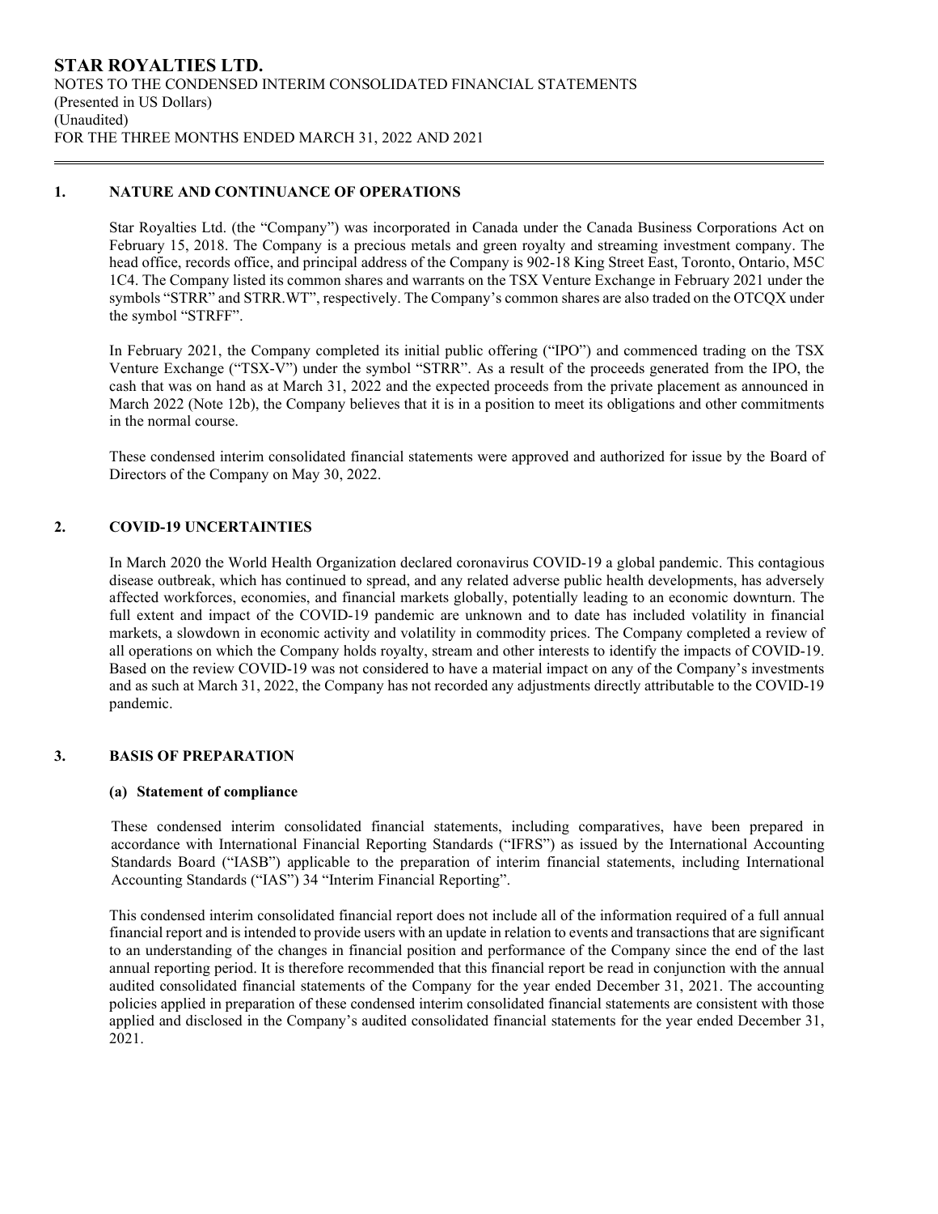## 1. NATURE AND CONTINUANCE OF OPERATIONS

Star Royalties Ltd. (the "Company") was incorporated in Canada under the Canada Business Corporations Act on February 15, 2018. The Company is a precious metals and green royalty and streaming investment company. The head office, records office, and principal address of the Company is 902-18 King Street East, Toronto, Ontario, M5C 1C4. The Company listed its common shares and warrants on the TSX Venture Exchange in February 2021 under the symbols "STRR" and STRR.WT", respectively. The Company's common shares are also traded on the OTCQX under the symbol "STRFF".

In February 2021, the Company completed its initial public offering ("IPO") and commenced trading on the TSX Venture Exchange ("TSX-V") under the symbol "STRR". As a result of the proceeds generated from the IPO, the cash that was on hand as at March 31, 2022 and the expected proceeds from the private placement as announced in March 2022 (Note 12b), the Company believes that it is in a position to meet its obligations and other commitments in the normal course.

These condensed interim consolidated financial statements were approved and authorized for issue by the Board of Directors of the Company on May 30, 2022.

## 2. COVID-19 UNCERTAINTIES

In March 2020 the World Health Organization declared coronavirus COVID-19 a global pandemic. This contagious disease outbreak, which has continued to spread, and any related adverse public health developments, has adversely affected workforces, economies, and financial markets globally, potentially leading to an economic downturn. The full extent and impact of the COVID-19 pandemic are unknown and to date has included volatility in financial markets, a slowdown in economic activity and volatility in commodity prices. The Company completed a review of all operations on which the Company holds royalty, stream and other interests to identify the impacts of COVID-19. Based on the review COVID-19 was not considered to have a material impact on any of the Company's investments and as such at March 31, 2022, the Company has not recorded any adjustments directly attributable to the COVID-19 pandemic.

## 3. BASIS OF PREPARATION

### (a) Statement of compliance

These condensed interim consolidated financial statements, including comparatives, have been prepared in accordance with International Financial Reporting Standards ("IFRS") as issued by the International Accounting Standards Board ("IASB") applicable to the preparation of interim financial statements, including International Accounting Standards ("IAS") 34 "Interim Financial Reporting".

This condensed interim consolidated financial report does not include all of the information required of a full annual financial report and is intended to provide users with an update in relation to events and transactions that are significant to an understanding of the changes in financial position and performance of the Company since the end of the last annual reporting period. It is therefore recommended that this financial report be read in conjunction with the annual audited consolidated financial statements of the Company for the year ended December 31, 2021. The accounting policies applied in preparation of these condensed interim consolidated financial statements are consistent with those applied and disclosed in the Company's audited consolidated financial statements for the year ended December 31, 2021.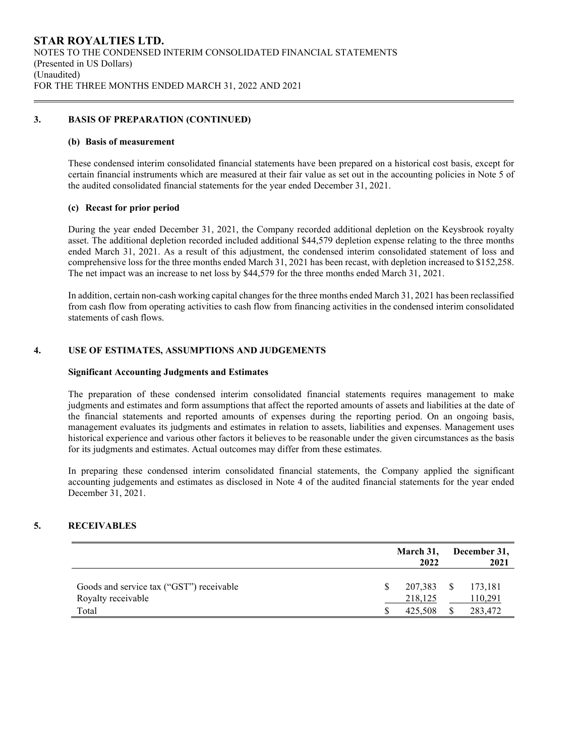## 3. BASIS OF PREPARATION (CONTINUED)

### (b) Basis of measurement

These condensed interim consolidated financial statements have been prepared on a historical cost basis, except for certain financial instruments which are measured at their fair value as set out in the accounting policies in Note 5 of the audited consolidated financial statements for the year ended December 31, 2021.

### (c) Recast for prior period

During the year ended December 31, 2021, the Company recorded additional depletion on the Keysbrook royalty asset. The additional depletion recorded included additional $44,579 depletion expense relating to the three months ended March 31, 2021. As a result of this adjustment, the condensed interim consolidated statement of loss and comprehensive loss for the three months ended March 31, 2021 has been recast, with depletion increased to $152,258. The net impact was an increase to net loss by $44,579 for the three months ended March 31, 2021.

In addition, certain non-cash working capital changes for the three months ended March 31, 2021 has been reclassified from cash flow from operating activities to cash flow from financing activities in the condensed interim consolidated statements of cash flows.

## 4. USE OF ESTIMATES, ASSUMPTIONS AND JUDGEMENTS

**Significant Accounting Judgments and Estimates**

The preparation of these condensed interim consolidated financial statements requires management to make judgments and estimates and form assumptions that affect the reported amounts of assets and liabilities at the date of the financial statements and reported amounts of expenses during the reporting period. On an ongoing basis, management evaluates its judgments and estimates in relation to assets, liabilities and expenses. Management uses historical experience and various other factors it believes to be reasonable under the given circumstances as the basis for its judgments and estimates. Actual outcomes may differ from these estimates.

In preparing these condensed interim consolidated financial statements, the Company applied the significant accounting judgements and estimates as disclosed in Note 4 of the audited financial statements for the year ended December 31, 2021.

## 5. RECEIVABLES

| | March 31, 2022 | December 31, 2021 |
|---|---|---|
| Goods and service tax ("GST") receivable | $ 207,383 | $ 173,181 |
| Royalty receivable | 218,125 | 110,291 |
| Total | $ 425,508 | $ 283,472 |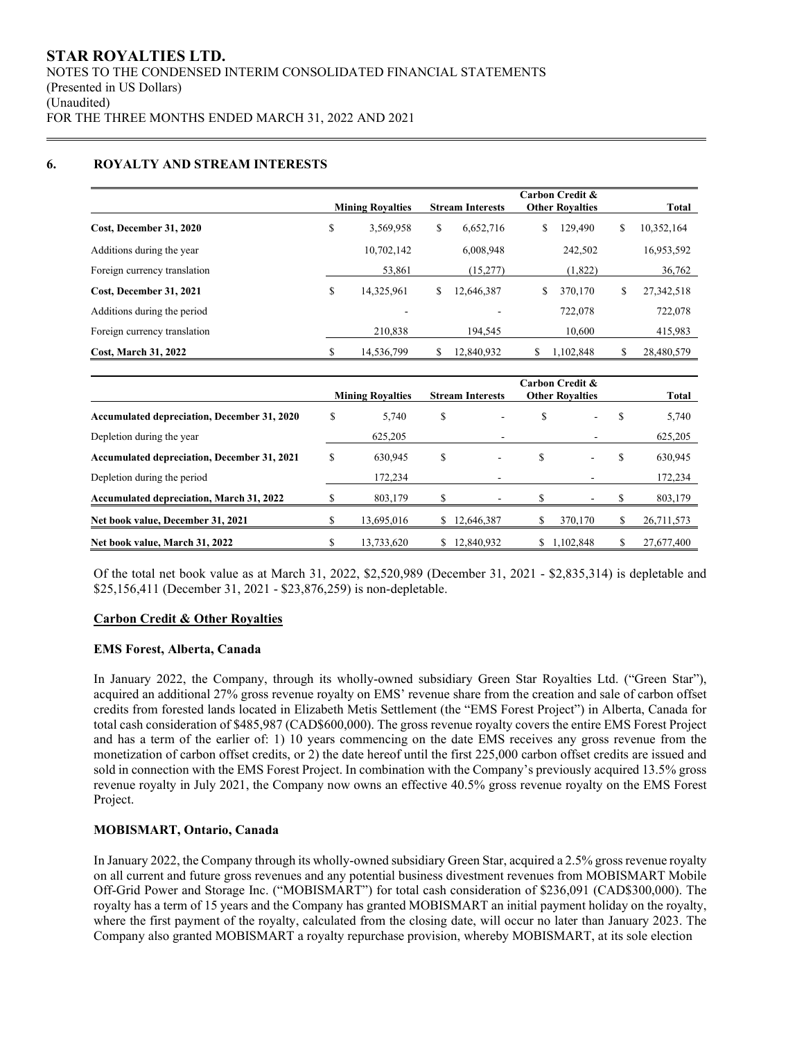## 6. ROYALTY AND STREAM INTERESTS

| | Mining Royalties | Stream Interests | Carbon Credit & Other Royalties | Total |
|---|---|---|---|---|
| **Cost, December 31, 2020** | $ 3,569,958 | $ 6,652,716 | $ 129,490 | $ 10,352,164 |
| Additions during the year | 10,702,142 | 6,008,948 | 242,502 | 16,953,592 |
| Foreign currency translation | 53,861 | (15,277) | (1,822) | 36,762 |
| **Cost, December 31, 2021** | $ 14,325,961 | $ 12,646,387 | $ 370,170 | $ 27,342,518 |
| Additions during the period | - | - | 722,078 | 722,078 |
| Foreign currency translation | 210,838 | 194,545 | 10,600 | 415,983 |
| **Cost, March 31, 2022** | $ 14,536,799 | $ 12,840,932 | $ 1,102,848 | $ 28,480,579 |

| | Mining Royalties | Stream Interests | Carbon Credit & Other Royalties | Total |
|---|---|---|---|---|
| **Accumulated depreciation, December 31, 2020** | $ 5,740 | $ - | $ - | $ 5,740 |
| Depletion during the year | 625,205 | - | - | 625,205 |
| **Accumulated depreciation, December 31, 2021** | $ 630,945 | $ - | $ - | $ 630,945 |
| Depletion during the period | 172,234 | - | - | 172,234 |
| **Accumulated depreciation, March 31, 2022** | $ 803,179 | $ - | $ - | $ 803,179 |
| **Net book value, December 31, 2021** | $ 13,695,016 | $ 12,646,387 | $ 370,170 | $ 26,711,573 |
| **Net book value, March 31, 2022** | $ 13,733,620 | $ 12,840,932 | $ 1,102,848 | $ 27,677,400 |

Of the total net book value as at March 31, 2022, $2,520,989 (December 31, 2021 - $2,835,314) is depletable and $25,156,411 (December 31, 2021 - $23,876,259) is non-depletable.

### Carbon Credit & Other Royalties

#### EMS Forest, Alberta, Canada

In January 2022, the Company, through its wholly-owned subsidiary Green Star Royalties Ltd. ("Green Star"), acquired an additional 27% gross revenue royalty on EMS' revenue share from the creation and sale of carbon offset credits from forested lands located in Elizabeth Metis Settlement (the "EMS Forest Project") in Alberta, Canada for total cash consideration of $485,987 (CAD$600,000). The gross revenue royalty covers the entire EMS Forest Project and has a term of the earlier of: 1) 10 years commencing on the date EMS receives any gross revenue from the monetization of carbon offset credits, or 2) the date hereof until the first 225,000 carbon offset credits are issued and sold in connection with the EMS Forest Project. In combination with the Company's previously acquired 13.5% gross revenue royalty in July 2021, the Company now owns an effective 40.5% gross revenue royalty on the EMS Forest Project.

#### MOBISMART, Ontario, Canada

In January 2022, the Company through its wholly-owned subsidiary Green Star, acquired a 2.5% gross revenue royalty on all current and future gross revenues and any potential business divestment revenues from MOBISMART Mobile Off-Grid Power and Storage Inc. ("MOBISMART") for total cash consideration of $236,091 (CAD$300,000). The royalty has a term of 15 years and the Company has granted MOBISMART an initial payment holiday on the royalty, where the first payment of the royalty, calculated from the closing date, will occur no later than January 2023. The Company also granted MOBISMART a royalty repurchase provision, whereby MOBISMART, at its sole election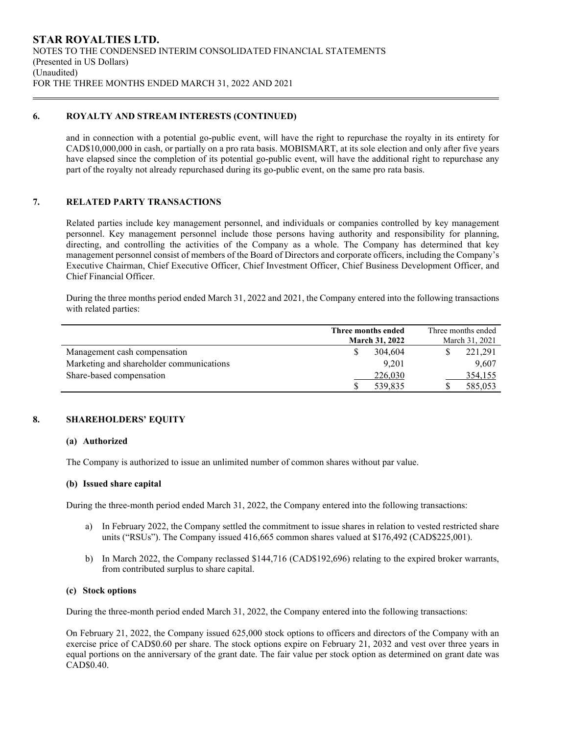## 6. ROYALTY AND STREAM INTERESTS (CONTINUED)

and in connection with a potential go-public event, will have the right to repurchase the royalty in its entirety for CAD$10,000,000 in cash, or partially on a pro rata basis. MOBISMART, at its sole election and only after five years have elapsed since the completion of its potential go-public event, will have the additional right to repurchase any part of the royalty not already repurchased during its go-public event, on the same pro rata basis.

## 7. RELATED PARTY TRANSACTIONS

Related parties include key management personnel, and individuals or companies controlled by key management personnel. Key management personnel include those persons having authority and responsibility for planning, directing, and controlling the activities of the Company as a whole. The Company has determined that key management personnel consist of members of the Board of Directors and corporate officers, including the Company's Executive Chairman, Chief Executive Officer, Chief Investment Officer, Chief Business Development Officer, and Chief Financial Officer.

During the three months period ended March 31, 2022 and 2021, the Company entered into the following transactions with related parties:

| | **Three months ended March 31, 2022** | Three months ended March 31, 2021 |
|---|---|---|
| Management cash compensation | $ 304,604 | $ 221,291 |
| Marketing and shareholder communications | 9,201 | 9,607 |
| Share-based compensation | 226,030 | 354,155 |
| | $ 539,835 | $ 585,053 |

## 8. SHAREHOLDERS' EQUITY

### (a) Authorized

The Company is authorized to issue an unlimited number of common shares without par value.

### (b) Issued share capital

During the three-month period ended March 31, 2022, the Company entered into the following transactions:

a) In February 2022, the Company settled the commitment to issue shares in relation to vested restricted share units ("RSUs"). The Company issued 416,665 common shares valued at $176,492 (CAD$225,001).

b) In March 2022, the Company reclassed $144,716 (CAD$192,696) relating to the expired broker warrants, from contributed surplus to share capital.

### (c) Stock options

During the three-month period ended March 31, 2022, the Company entered into the following transactions:

On February 21, 2022, the Company issued 625,000 stock options to officers and directors of the Company with an exercise price of CAD$0.60 per share. The stock options expire on February 21, 2032 and vest over three years in equal portions on the anniversary of the grant date. The fair value per stock option as determined on grant date was CAD$0.40.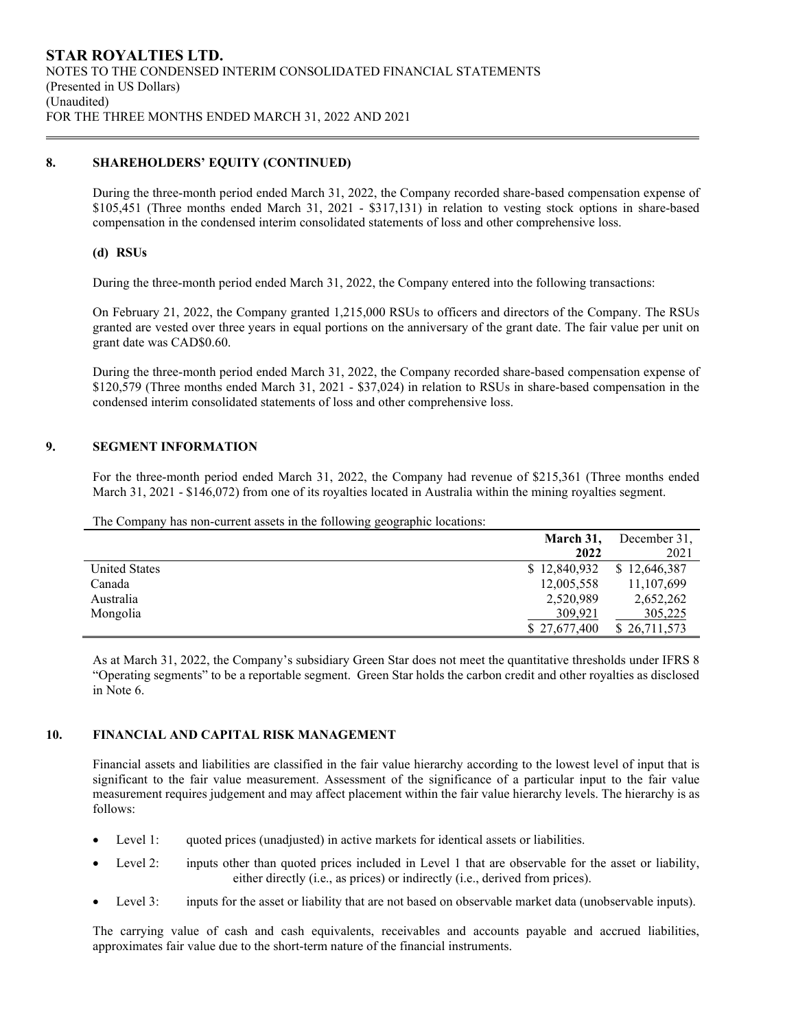## 8. SHAREHOLDERS' EQUITY (CONTINUED)

During the three-month period ended March 31, 2022, the Company recorded share-based compensation expense of $105,451 (Three months ended March 31, 2021 - $317,131) in relation to vesting stock options in share-based compensation in the condensed interim consolidated statements of loss and other comprehensive loss.

### (d) RSUs

During the three-month period ended March 31, 2022, the Company entered into the following transactions:

On February 21, 2022, the Company granted 1,215,000 RSUs to officers and directors of the Company. The RSUs granted are vested over three years in equal portions on the anniversary of the grant date. The fair value per unit on grant date was CAD$0.60.

During the three-month period ended March 31, 2022, the Company recorded share-based compensation expense of $120,579 (Three months ended March 31, 2021 - $37,024) in relation to RSUs in share-based compensation in the condensed interim consolidated statements of loss and other comprehensive loss.

## 9. SEGMENT INFORMATION

For the three-month period ended March 31, 2022, the Company had revenue of $215,361 (Three months ended March 31, 2021 - $146,072) from one of its royalties located in Australia within the mining royalties segment.

The Company has non-current assets in the following geographic locations:

| | **March 31, 2022** | December 31, 2021 |
|---|---|---|
| United States | $ 12,840,932 | $ 12,646,387 |
| Canada | 12,005,558 | 11,107,699 |
| Australia | 2,520,989 | 2,652,262 |
| Mongolia | 309,921 | 305,225 |
| | $ 27,677,400 | $ 26,711,573 |

As at March 31, 2022, the Company's subsidiary Green Star does not meet the quantitative thresholds under IFRS 8 "Operating segments" to be a reportable segment. Green Star holds the carbon credit and other royalties as disclosed in Note 6.

## 10. FINANCIAL AND CAPITAL RISK MANAGEMENT

Financial assets and liabilities are classified in the fair value hierarchy according to the lowest level of input that is significant to the fair value measurement. Assessment of the significance of a particular input to the fair value measurement requires judgement and may affect placement within the fair value hierarchy levels. The hierarchy is as follows:

- Level 1: quoted prices (unadjusted) in active markets for identical assets or liabilities.
- Level 2: inputs other than quoted prices included in Level 1 that are observable for the asset or liability, either directly (i.e., as prices) or indirectly (i.e., derived from prices).
- Level 3: inputs for the asset or liability that are not based on observable market data (unobservable inputs).

The carrying value of cash and cash equivalents, receivables and accounts payable and accrued liabilities, approximates fair value due to the short-term nature of the financial instruments.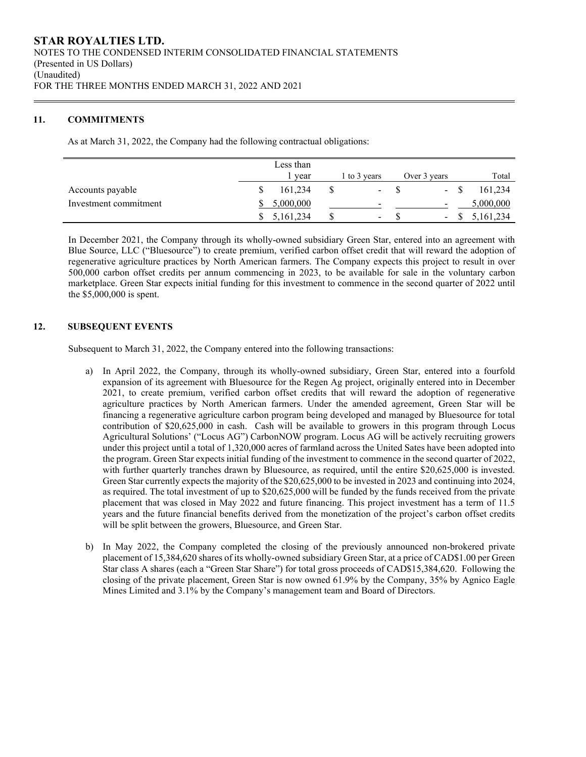## 11. COMMITMENTS

As at March 31, 2022, the Company had the following contractual obligations:

| | Less than 1 year | 1 to 3 years | Over 3 years | Total |
|---|---|---|---|---|
| Accounts payable | $ 161,234 | $ - | $ - | $ 161,234 |
| Investment commitment | $ 5,000,000 | - | - | 5,000,000 |
| | $ 5,161,234 | $ - | $ - | $ 5,161,234 |

In December 2021, the Company through its wholly-owned subsidiary Green Star, entered into an agreement with Blue Source, LLC ("Bluesource") to create premium, verified carbon offset credit that will reward the adoption of regenerative agriculture practices by North American farmers. The Company expects this project to result in over 500,000 carbon offset credits per annum commencing in 2023, to be available for sale in the voluntary carbon marketplace. Green Star expects initial funding for this investment to commence in the second quarter of 2022 until the $5,000,000 is spent.

## 12. SUBSEQUENT EVENTS

Subsequent to March 31, 2022, the Company entered into the following transactions:

a) In April 2022, the Company, through its wholly-owned subsidiary, Green Star, entered into a fourfold expansion of its agreement with Bluesource for the Regen Ag project, originally entered into in December 2021, to create premium, verified carbon offset credits that will reward the adoption of regenerative agriculture practices by North American farmers. Under the amended agreement, Green Star will be financing a regenerative agriculture carbon program being developed and managed by Bluesource for total contribution of $20,625,000 in cash. Cash will be available to growers in this program through Locus Agricultural Solutions' ("Locus AG") CarbonNOW program. Locus AG will be actively recruiting growers under this project until a total of 1,320,000 acres of farmland across the United Sates have been adopted into the program. Green Star expects initial funding of the investment to commence in the second quarter of 2022, with further quarterly tranches drawn by Bluesource, as required, until the entire $20,625,000 is invested. Green Star currently expects the majority of the $20,625,000 to be invested in 2023 and continuing into 2024, as required. The total investment of up to $20,625,000 will be funded by the funds received from the private placement that was closed in May 2022 and future financing. This project investment has a term of 11.5 years and the future financial benefits derived from the monetization of the project's carbon offset credits will be split between the growers, Bluesource, and Green Star.

b) In May 2022, the Company completed the closing of the previously announced non-brokered private placement of 15,384,620 shares of its wholly-owned subsidiary Green Star, at a price of CAD$1.00 per Green Star class A shares (each a "Green Star Share") for total gross proceeds of CAD$15,384,620. Following the closing of the private placement, Green Star is now owned 61.9% by the Company, 35% by Agnico Eagle Mines Limited and 3.1% by the Company's management team and Board of Directors.